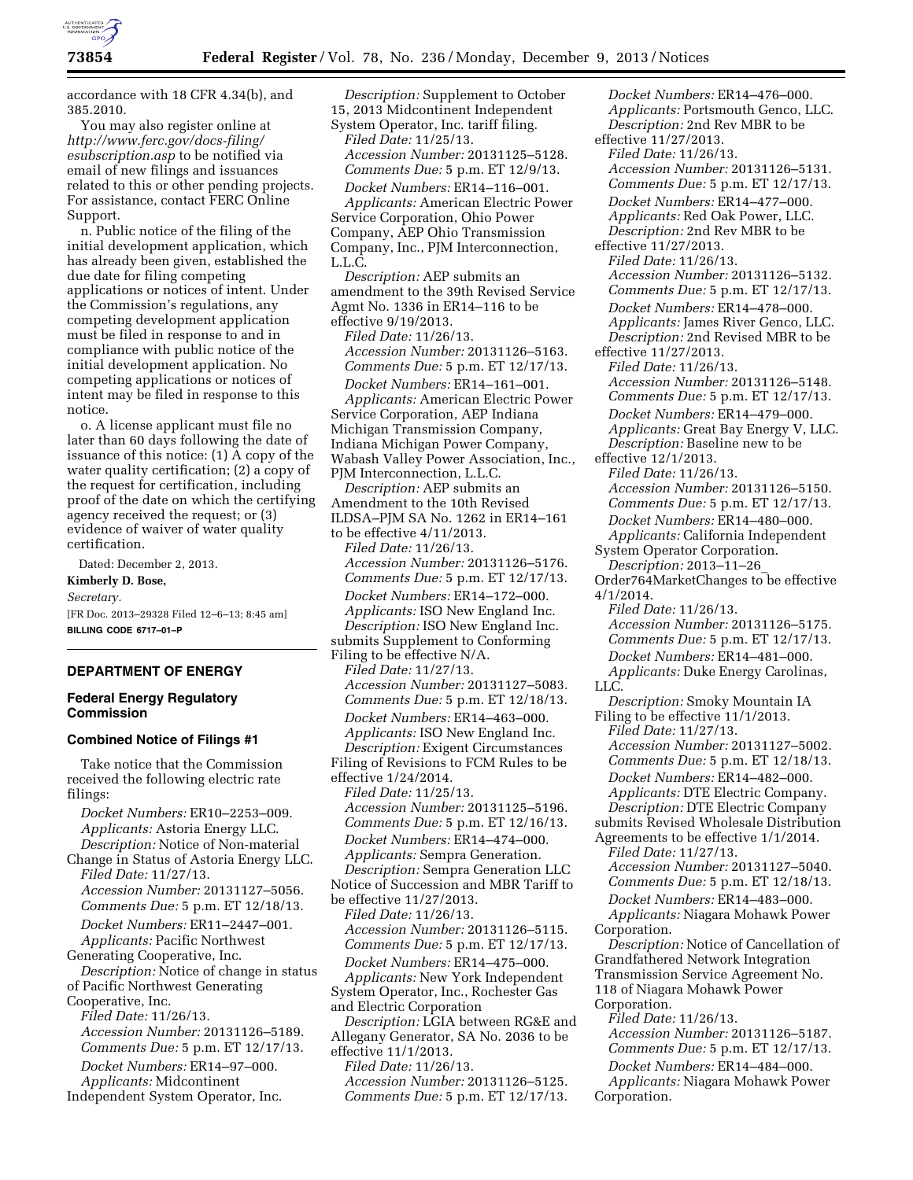accordance with 18 CFR 4.34(b), and 385.2010.

You may also register online at *http://www.ferc.gov/docs-filing/esubscription.asp* to be notified via email of new filings and issuances related to this or other pending projects. For assistance, contact FERC Online Support.

n. Public notice of the filing of the initial development application, which has already been given, established the due date for filing competing applications or notices of intent. Under the Commission's regulations, any competing development application must be filed in response to and in compliance with public notice of the initial development application. No competing applications or notices of intent may be filed in response to this notice.

o. A license applicant must file no later than 60 days following the date of issuance of this notice: (1) A copy of the water quality certification; (2) a copy of the request for certification, including proof of the date on which the certifying agency received the request; or (3) evidence of waiver of water quality certification.

Dated: December 2, 2013.

**Kimberly D. Bose,**

*Secretary.*

[FR Doc. 2013–29328 Filed 12–6–13; 8:45 am]

**BILLING CODE 6717–01–P**

---

## DEPARTMENT OF ENERGY

### Federal Energy Regulatory Commission

### Combined Notice of Filings #1

Take notice that the Commission received the following electric rate filings:

*Docket Numbers:* ER10–2253–009.
*Applicants:* Astoria Energy LLC.
*Description:* Notice of Non-material Change in Status of Astoria Energy LLC.
*Filed Date:* 11/27/13.
*Accession Number:* 20131127–5056.
*Comments Due:* 5 p.m. ET 12/18/13.

*Docket Numbers:* ER11–2447–001.
*Applicants:* Pacific Northwest Generating Cooperative, Inc.
*Description:* Notice of change in status of Pacific Northwest Generating Cooperative, Inc.
*Filed Date:* 11/26/13.
*Accession Number:* 20131126–5189.
*Comments Due:* 5 p.m. ET 12/17/13.

*Docket Numbers:* ER14–97–000.
*Applicants:* Midcontinent Independent System Operator, Inc.
*Description:* Supplement to October 15, 2013 Midcontinent Independent System Operator, Inc. tariff filing.
*Filed Date:* 11/25/13.
*Accession Number:* 20131125–5128.
*Comments Due:* 5 p.m. ET 12/9/13.

*Docket Numbers:* ER14–116–001.
*Applicants:* American Electric Power Service Corporation, Ohio Power Company, AEP Ohio Transmission Company, Inc., PJM Interconnection, L.L.C.
*Description:* AEP submits an amendment to the 39th Revised Service Agmt No. 1336 in ER14–116 to be effective 9/19/2013.
*Filed Date:* 11/26/13.
*Accession Number:* 20131126–5163.
*Comments Due:* 5 p.m. ET 12/17/13.

*Docket Numbers:* ER14–161–001.
*Applicants:* American Electric Power Service Corporation, AEP Indiana Michigan Transmission Company, Indiana Michigan Power Company, Wabash Valley Power Association, Inc., PJM Interconnection, L.L.C.
*Description:* AEP submits an Amendment to the 10th Revised ILDSA–PJM SA No. 1262 in ER14–161 to be effective 4/11/2013.
*Filed Date:* 11/26/13.
*Accession Number:* 20131126–5176.
*Comments Due:* 5 p.m. ET 12/17/13.

*Docket Numbers:* ER14–172–000.
*Applicants:* ISO New England Inc.
*Description:* ISO New England Inc. submits Supplement to Conforming Filing to be effective N/A.
*Filed Date:* 11/27/13.
*Accession Number:* 20131127–5083.
*Comments Due:* 5 p.m. ET 12/18/13.

*Docket Numbers:* ER14–463–000.
*Applicants:* ISO New England Inc.
*Description:* Exigent Circumstances Filing of Revisions to FCM Rules to be effective 1/24/2014.
*Filed Date:* 11/25/13.
*Accession Number:* 20131125–5196.
*Comments Due:* 5 p.m. ET 12/16/13.

*Docket Numbers:* ER14–474–000.
*Applicants:* Sempra Generation.
*Description:* Sempra Generation LLC Notice of Succession and MBR Tariff to be effective 11/27/2013.
*Filed Date:* 11/26/13.
*Accession Number:* 20131126–5115.
*Comments Due:* 5 p.m. ET 12/17/13.

*Docket Numbers:* ER14–475–000.
*Applicants:* New York Independent System Operator, Inc., Rochester Gas and Electric Corporation
*Description:* LGIA between RG&E and Allegany Generator, SA No. 2036 to be effective 11/1/2013.
*Filed Date:* 11/26/13.
*Accession Number:* 20131126–5125.
*Comments Due:* 5 p.m. ET 12/17/13.

*Docket Numbers:* ER14–476–000.
*Applicants:* Portsmouth Genco, LLC.
*Description:* 2nd Rev MBR to be effective 11/27/2013.
*Filed Date:* 11/26/13.
*Accession Number:* 20131126–5131.
*Comments Due:* 5 p.m. ET 12/17/13.

*Docket Numbers:* ER14–477–000.
*Applicants:* Red Oak Power, LLC.
*Description:* 2nd Rev MBR to be effective 11/27/2013.
*Filed Date:* 11/26/13.
*Accession Number:* 20131126–5132.
*Comments Due:* 5 p.m. ET 12/17/13.

*Docket Numbers:* ER14–478–000.
*Applicants:* James River Genco, LLC.
*Description:* 2nd Revised MBR to be effective 11/27/2013.
*Filed Date:* 11/26/13.
*Accession Number:* 20131126–5148.
*Comments Due:* 5 p.m. ET 12/17/13.

*Docket Numbers:* ER14–479–000.
*Applicants:* Great Bay Energy V, LLC.
*Description:* Baseline new to be effective 12/1/2013.
*Filed Date:* 11/26/13.
*Accession Number:* 20131126–5150.
*Comments Due:* 5 p.m. ET 12/17/13.

*Docket Numbers:* ER14–480–000.
*Applicants:* California Independent System Operator Corporation.
*Description:* 2013–11–26_Order764MarketChanges to be effective 4/1/2014.
*Filed Date:* 11/26/13.
*Accession Number:* 20131126–5175.
*Comments Due:* 5 p.m. ET 12/17/13.

*Docket Numbers:* ER14–481–000.
*Applicants:* Duke Energy Carolinas, LLC.
*Description:* Smoky Mountain IA Filing to be effective 11/1/2013.
*Filed Date:* 11/27/13.
*Accession Number:* 20131127–5002.
*Comments Due:* 5 p.m. ET 12/18/13.

*Docket Numbers:* ER14–482–000.
*Applicants:* DTE Electric Company.
*Description:* DTE Electric Company submits Revised Wholesale Distribution Agreements to be effective 1/1/2014.
*Filed Date:* 11/27/13.
*Accession Number:* 20131127–5040.
*Comments Due:* 5 p.m. ET 12/18/13.

*Docket Numbers:* ER14–483–000.
*Applicants:* Niagara Mohawk Power Corporation.
*Description:* Notice of Cancellation of Grandfathered Network Integration Transmission Service Agreement No. 118 of Niagara Mohawk Power Corporation.
*Filed Date:* 11/26/13.
*Accession Number:* 20131126–5187.
*Comments Due:* 5 p.m. ET 12/17/13.

*Docket Numbers:* ER14–484–000.
*Applicants:* Niagara Mohawk Power Corporation.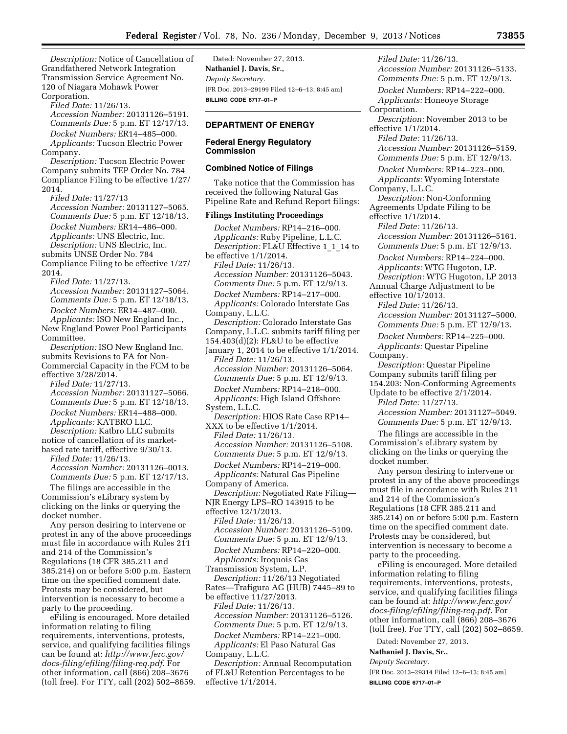*Description:* Notice of Cancellation of Grandfathered Network Integration Transmission Service Agreement No. 120 of Niagara Mohawk Power Corporation.
*Filed Date:* 11/26/13.
*Accession Number:* 20131126–5191.
*Comments Due:* 5 p.m. ET 12/17/13.

*Docket Numbers:* ER14–485–000.
*Applicants:* Tucson Electric Power Company.
*Description:* Tucson Electric Power Company submits TEP Order No. 784 Compliance Filing to be effective 1/27/2014.
*Filed Date:* 11/27/13
*Accession Number:* 20131127–5065.
*Comments Due:* 5 p.m. ET 12/18/13.

*Docket Numbers:* ER14–486–000.
*Applicants:* UNS Electric, Inc.
*Description:* UNS Electric, Inc. submits UNSE Order No. 784 Compliance Filing to be effective 1/27/2014.
*Filed Date:* 11/27/13.
*Accession Number:* 20131127–5064.
*Comments Due:* 5 p.m. ET 12/18/13.

*Docket Numbers:* ER14–487–000.
*Applicants:* ISO New England Inc., New England Power Pool Participants Committee.
*Description:* ISO New England Inc. submits Revisions to FA for Non-Commercial Capacity in the FCM to be effective 3/28/2014.
*Filed Date:* 11/27/13.
*Accession Number:* 20131127–5066.
*Comments Due:* 5 p.m. ET 12/18/13.

*Docket Numbers:* ER14–488–000.
*Applicants:* KATBRO LLC.
*Description:* Katbro LLC submits notice of cancellation of its market-based rate tariff, effective 9/30/13.
*Filed Date:* 11/26/13.
*Accession Number:* 20131126–0013.
*Comments Due:* 5 p.m. ET 12/17/13.

The filings are accessible in the Commission's eLibrary system by clicking on the links or querying the docket number.

Any person desiring to intervene or protest in any of the above proceedings must file in accordance with Rules 211 and 214 of the Commission's Regulations (18 CFR 385.211 and 385.214) on or before 5:00 p.m. Eastern time on the specified comment date. Protests may be considered, but intervention is necessary to become a party to the proceeding.

eFiling is encouraged. More detailed information relating to filing requirements, interventions, protests, service, and qualifying facilities filings can be found at: *http://www.ferc.gov/docs-filing/efiling/filing-req.pdf*. For other information, call (866) 208–3676 (toll free). For TTY, call (202) 502–8659.

Dated: November 27, 2013.

**Nathaniel J. Davis, Sr.,**
*Deputy Secretary.*

[FR Doc. 2013–29199 Filed 12–6–13; 8:45 am]

**BILLING CODE 6717–01–P**

---

**DEPARTMENT OF ENERGY**

**Federal Energy Regulatory Commission**

**Combined Notice of Filings**

Take notice that the Commission has received the following Natural Gas Pipeline Rate and Refund Report filings:

**Filings Instituting Proceedings**

*Docket Numbers:* RP14–216–000.
*Applicants:* Ruby Pipeline, L.L.C.
*Description:* FL&U Effective 1_1_14 to be effective 1/1/2014.
*Filed Date:* 11/26/13.
*Accession Number:* 20131126–5043.
*Comments Due:* 5 p.m. ET 12/9/13.

*Docket Numbers:* RP14–217–000.
*Applicants:* Colorado Interstate Gas Company, L.L.C.
*Description:* Colorado Interstate Gas Company, L.L.C. submits tariff filing per 154.403(d)(2): FL&U to be effective January 1, 2014 to be effective 1/1/2014.
*Filed Date:* 11/26/13.
*Accession Number:* 20131126–5064.
*Comments Due:* 5 p.m. ET 12/9/13.

*Docket Numbers:* RP14–218–000.
*Applicants:* High Island Offshore System, L.L.C.
*Description:* HIOS Rate Case RP14–XXX to be effective 1/1/2014.
*Filed Date:* 11/26/13.
*Accession Number:* 20131126–5108.
*Comments Due:* 5 p.m. ET 12/9/13.

*Docket Numbers:* RP14–219–000.
*Applicants:* Natural Gas Pipeline Company of America.
*Description:* Negotiated Rate Filing—NJR Energy LPS–RO 143915 to be effective 12/1/2013.
*Filed Date:* 11/26/13.
*Accession Number:* 20131126–5109.
*Comments Due:* 5 p.m. ET 12/9/13.

*Docket Numbers:* RP14–220–000.
*Applicants:* Iroquois Gas Transmission System, L.P.
*Description:* 11/26/13 Negotiated Rates—Trafigura AG (HUB) 7445–89 to be effective 11/27/2013.
*Filed Date:* 11/26/13.
*Accession Number:* 20131126–5126.
*Comments Due:* 5 p.m. ET 12/9/13.

*Docket Numbers:* RP14–221–000.
*Applicants:* El Paso Natural Gas Company, L.L.C.
*Description:* Annual Recomputation of FL&U Retention Percentages to be effective 1/1/2014.
*Filed Date:* 11/26/13.
*Accession Number:* 20131126–5133.
*Comments Due:* 5 p.m. ET 12/9/13.

*Docket Numbers:* RP14–222–000.
*Applicants:* Honeoye Storage Corporation.
*Description:* November 2013 to be effective 1/1/2014.
*Filed Date:* 11/26/13.
*Accession Number:* 20131126–5159.
*Comments Due:* 5 p.m. ET 12/9/13.

*Docket Numbers:* RP14–223–000.
*Applicants:* Wyoming Interstate Company, L.L.C.
*Description:* Non-Conforming Agreements Update Filing to be effective 1/1/2014.
*Filed Date:* 11/26/13.
*Accession Number:* 20131126–5161.
*Comments Due:* 5 p.m. ET 12/9/13.

*Docket Numbers:* RP14–224–000.
*Applicants:* WTG Hugoton, LP.
*Description:* WTG Hugoton, LP 2013 Annual Charge Adjustment to be effective 10/1/2013.
*Filed Date:* 11/26/13.
*Accession Number:* 20131127–5000.
*Comments Due:* 5 p.m. ET 12/9/13.

*Docket Numbers:* RP14–225–000.
*Applicants:* Questar Pipeline Company.
*Description:* Questar Pipeline Company submits tariff filing per 154.203: Non-Conforming Agreements Update to be effective 2/1/2014.
*Filed Date:* 11/27/13.
*Accession Number:* 20131127–5049.
*Comments Due:* 5 p.m. ET 12/9/13.

The filings are accessible in the Commission's eLibrary system by clicking on the links or querying the docket number.

Any person desiring to intervene or protest in any of the above proceedings must file in accordance with Rules 211 and 214 of the Commission's Regulations (18 CFR 385.211 and 385.214) on or before 5:00 p.m. Eastern time on the specified comment date. Protests may be considered, but intervention is necessary to become a party to the proceeding.

eFiling is encouraged. More detailed information relating to filing requirements, interventions, protests, service, and qualifying facilities filings can be found at: *http://www.ferc.gov/docs-filing/efiling/filing-req.pdf*. For other information, call (866) 208–3676 (toll free). For TTY, call (202) 502–8659.

Dated: November 27, 2013.

**Nathaniel J. Davis, Sr.,**
*Deputy Secretary.*

[FR Doc. 2013–29314 Filed 12–6–13; 8:45 am]

**BILLING CODE 6717–01–P**